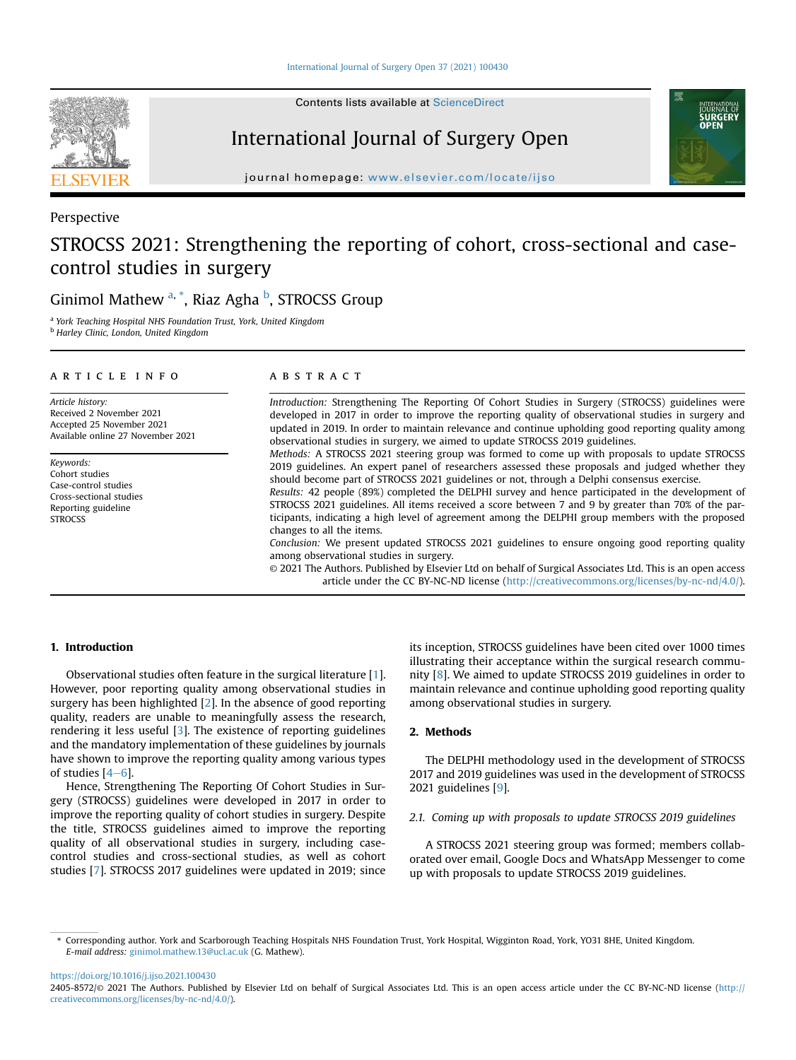Perspective

# STROCSS 2021: Strengthening the reporting of cohort, cross-sectional and case-control studies in surgery

Ginimol Mathew [a,*], Riaz Agha [b], STROCSS Group

[a] York Teaching Hospital NHS Foundation Trust, York, United Kingdom
[b] Harley Clinic, London, United Kingdom

**ARTICLE INFO**

*Article history:*
Received 2 November 2021
Accepted 25 November 2021
Available online 27 November 2021

*Keywords:*
Cohort studies
Case-control studies
Cross-sectional studies
Reporting guideline
STROCSS

**ABSTRACT**

*Introduction:* Strengthening The Reporting Of Cohort Studies in Surgery (STROCSS) guidelines were developed in 2017 in order to improve the reporting quality of observational studies in surgery and updated in 2019. In order to maintain relevance and continue upholding good reporting quality among observational studies in surgery, we aimed to update STROCSS 2019 guidelines.

*Methods:* A STROCSS 2021 steering group was formed to come up with proposals to update STROCSS 2019 guidelines. An expert panel of researchers assessed these proposals and judged whether they should become part of STROCSS 2021 guidelines or not, through a Delphi consensus exercise.

*Results:* 42 people (89%) completed the DELPHI survey and hence participated in the development of STROCSS 2021 guidelines. All items received a score between 7 and 9 by greater than 70% of the participants, indicating a high level of agreement among the DELPHI group members with the proposed changes to all the items.

*Conclusion:* We present updated STROCSS 2021 guidelines to ensure ongoing good reporting quality among observational studies in surgery.

© 2021 The Authors. Published by Elsevier Ltd on behalf of Surgical Associates Ltd. This is an open access article under the CC BY-NC-ND license (http://creativecommons.org/licenses/by-nc-nd/4.0/).

## 1. Introduction

Observational studies often feature in the surgical literature [1]. However, poor reporting quality among observational studies in surgery has been highlighted [2]. In the absence of good reporting quality, readers are unable to meaningfully assess the research, rendering it less useful [3]. The existence of reporting guidelines and the mandatory implementation of these guidelines by journals have shown to improve the reporting quality among various types of studies [4–6].

Hence, Strengthening The Reporting Of Cohort Studies in Surgery (STROCSS) guidelines were developed in 2017 in order to improve the reporting quality of cohort studies in surgery. Despite the title, STROCSS guidelines aimed to improve the reporting quality of all observational studies in surgery, including case-control studies and cross-sectional studies, as well as cohort studies [7]. STROCSS 2017 guidelines were updated in 2019; since its inception, STROCSS guidelines have been cited over 1000 times illustrating their acceptance within the surgical research community [8]. We aimed to update STROCSS 2019 guidelines in order to maintain relevance and continue upholding good reporting quality among observational studies in surgery.

## 2. Methods

The DELPHI methodology used in the development of STROCSS 2017 and 2019 guidelines was used in the development of STROCSS 2021 guidelines [9].

### 2.1. Coming up with proposals to update STROCSS 2019 guidelines

A STROCSS 2021 steering group was formed; members collaborated over email, Google Docs and WhatsApp Messenger to come up with proposals to update STROCSS 2019 guidelines.

* Corresponding author. York and Scarborough Teaching Hospitals NHS Foundation Trust, York Hospital, Wigginton Road, York, YO31 8HE, United Kingdom.
*E-mail address:* ginimol.mathew.13@ucl.ac.uk (G. Mathew).

https://doi.org/10.1016/j.ijso.2021.100430
2405-8572/© 2021 The Authors. Published by Elsevier Ltd on behalf of Surgical Associates Ltd. This is an open access article under the CC BY-NC-ND license (http://creativecommons.org/licenses/by-nc-nd/4.0/).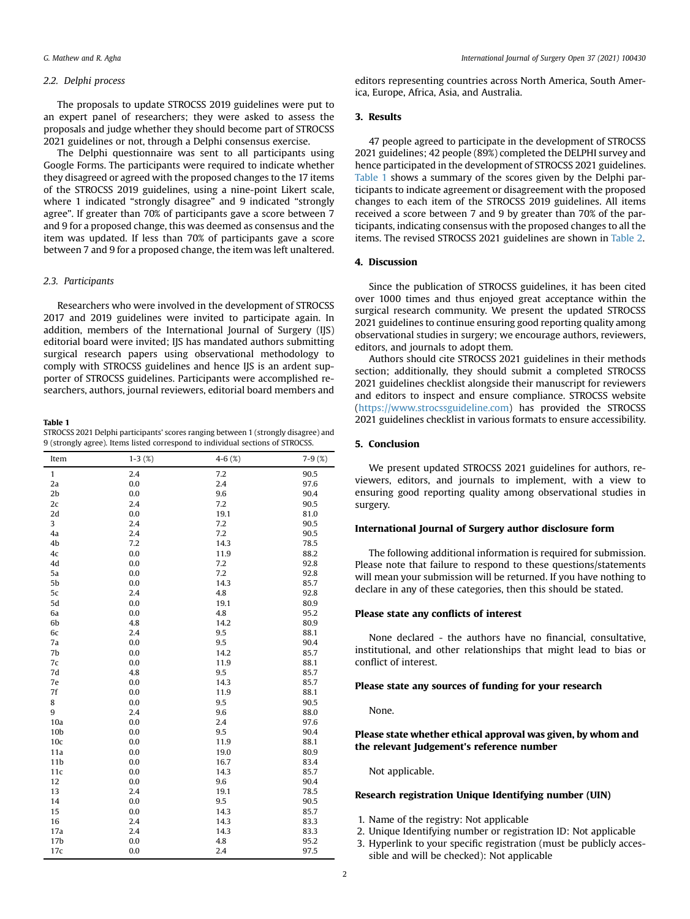### 2.2. Delphi process

The proposals to update STROCSS 2019 guidelines were put to an expert panel of researchers; they were asked to assess the proposals and judge whether they should become part of STROCSS 2021 guidelines or not, through a Delphi consensus exercise.

The Delphi questionnaire was sent to all participants using Google Forms. The participants were required to indicate whether they disagreed or agreed with the proposed changes to the 17 items of the STROCSS 2019 guidelines, using a nine-point Likert scale, where 1 indicated "strongly disagree" and 9 indicated "strongly agree". If greater than 70% of participants gave a score between 7 and 9 for a proposed change, this was deemed as consensus and the item was updated. If less than 70% of participants gave a score between 7 and 9 for a proposed change, the item was left unaltered.

### 2.3. Participants

Researchers who were involved in the development of STROCSS 2017 and 2019 guidelines were invited to participate again. In addition, members of the International Journal of Surgery (IJS) editorial board were invited; IJS has mandated authors submitting surgical research papers using observational methodology to comply with STROCSS guidelines and hence IJS is an ardent supporter of STROCSS guidelines. Participants were accomplished researchers, authors, journal reviewers, editorial board members and editors representing countries across North America, South America, Europe, Africa, Asia, and Australia.

**Table 1**
STROCSS 2021 Delphi participants' scores ranging between 1 (strongly disagree) and 9 (strongly agree). Items listed correspond to individual sections of STROCSS.

| Item | 1-3 (%) | 4-6 (%) | 7-9 (%) |
|---|---|---|---|
| 1 | 2.4 | 7.2 | 90.5 |
| 2a | 0.0 | 2.4 | 97.6 |
| 2b | 0.0 | 9.6 | 90.4 |
| 2c | 2.4 | 7.2 | 90.5 |
| 2d | 0.0 | 19.1 | 81.0 |
| 3 | 2.4 | 7.2 | 90.5 |
| 4a | 2.4 | 7.2 | 90.5 |
| 4b | 7.2 | 14.3 | 78.5 |
| 4c | 0.0 | 11.9 | 88.2 |
| 4d | 0.0 | 7.2 | 92.8 |
| 5a | 0.0 | 7.2 | 92.8 |
| 5b | 0.0 | 14.3 | 85.7 |
| 5c | 2.4 | 4.8 | 92.8 |
| 5d | 0.0 | 19.1 | 80.9 |
| 6a | 0.0 | 4.8 | 95.2 |
| 6b | 4.8 | 14.2 | 80.9 |
| 6c | 2.4 | 9.5 | 88.1 |
| 7a | 0.0 | 9.5 | 90.4 |
| 7b | 0.0 | 14.2 | 85.7 |
| 7c | 0.0 | 11.9 | 88.1 |
| 7d | 4.8 | 9.5 | 85.7 |
| 7e | 0.0 | 14.3 | 85.7 |
| 7f | 0.0 | 11.9 | 88.1 |
| 8 | 0.0 | 9.5 | 90.5 |
| 9 | 2.4 | 9.6 | 88.0 |
| 10a | 0.0 | 2.4 | 97.6 |
| 10b | 0.0 | 9.5 | 90.4 |
| 10c | 0.0 | 11.9 | 88.1 |
| 11a | 0.0 | 19.0 | 80.9 |
| 11b | 0.0 | 16.7 | 83.4 |
| 11c | 0.0 | 14.3 | 85.7 |
| 12 | 0.0 | 9.6 | 90.4 |
| 13 | 2.4 | 19.1 | 78.5 |
| 14 | 0.0 | 9.5 | 90.5 |
| 15 | 0.0 | 14.3 | 85.7 |
| 16 | 2.4 | 14.3 | 83.3 |
| 17a | 2.4 | 14.3 | 83.3 |
| 17b | 0.0 | 4.8 | 95.2 |
| 17c | 0.0 | 2.4 | 97.5 |

## 3. Results

47 people agreed to participate in the development of STROCSS 2021 guidelines; 42 people (89%) completed the DELPHI survey and hence participated in the development of STROCSS 2021 guidelines. Table 1 shows a summary of the scores given by the Delphi participants to indicate agreement or disagreement with the proposed changes to each item of the STROCSS 2019 guidelines. All items received a score between 7 and 9 by greater than 70% of the participants, indicating consensus with the proposed changes to all the items. The revised STROCSS 2021 guidelines are shown in Table 2.

## 4. Discussion

Since the publication of STROCSS guidelines, it has been cited over 1000 times and thus enjoyed great acceptance within the surgical research community. We present the updated STROCSS 2021 guidelines to continue ensuring good reporting quality among observational studies in surgery; we encourage authors, reviewers, editors, and journals to adopt them.

Authors should cite STROCSS 2021 guidelines in their methods section; additionally, they should submit a completed STROCSS 2021 guidelines checklist alongside their manuscript for reviewers and editors to inspect and ensure compliance. STROCSS website (https://www.strocssguideline.com) has provided the STROCSS 2021 guidelines checklist in various formats to ensure accessibility.

## 5. Conclusion

We present updated STROCSS 2021 guidelines for authors, reviewers, editors, and journals to implement, with a view to ensuring good reporting quality among observational studies in surgery.

### International Journal of Surgery author disclosure form

The following additional information is required for submission. Please note that failure to respond to these questions/statements will mean your submission will be returned. If you have nothing to declare in any of these categories, then this should be stated.

### Please state any conflicts of interest

None declared - the authors have no financial, consultative, institutional, and other relationships that might lead to bias or conflict of interest.

### Please state any sources of funding for your research

None.

### Please state whether ethical approval was given, by whom and the relevant Judgement's reference number

Not applicable.

### Research registration Unique Identifying number (UIN)

1. Name of the registry: Not applicable
2. Unique Identifying number or registration ID: Not applicable
3. Hyperlink to your specific registration (must be publicly accessible and will be checked): Not applicable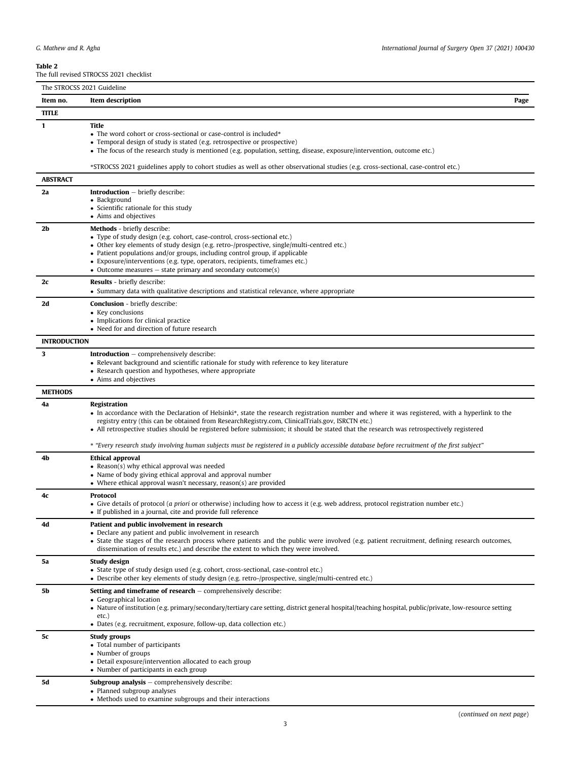**Table 2**
The full revised STROCSS 2021 checklist

| The STROCSS 2021 Guideline | | |
|---|---|---|
| **Item no.** | **Item description** | **Page** |
| **TITLE** | | |
| **1** | **Title**<br>• The word cohort or cross-sectional or case-control is included*<br>• Temporal design of study is stated (e.g. retrospective or prospective)<br>• The focus of the research study is mentioned (e.g. population, setting, disease, exposure/intervention, outcome etc.)<br><br>*STROCSS 2021 guidelines apply to cohort studies as well as other observational studies (e.g. cross-sectional, case-control etc.) | |
| **ABSTRACT** | | |
| **2a** | **Introduction** – briefly describe:<br>• Background<br>• Scientific rationale for this study<br>• Aims and objectives | |
| **2b** | **Methods** - briefly describe:<br>• Type of study design (e.g. cohort, case-control, cross-sectional etc.)<br>• Other key elements of study design (e.g. retro-/prospective, single/multi-centred etc.)<br>• Patient populations and/or groups, including control group, if applicable<br>• Exposure/interventions (e.g. type, operators, recipients, timeframes etc.)<br>• Outcome measures – state primary and secondary outcome(s) | |
| **2c** | **Results** - briefly describe:<br>• Summary data with qualitative descriptions and statistical relevance, where appropriate | |
| **2d** | **Conclusion** - briefly describe:<br>• Key conclusions<br>• Implications for clinical practice<br>• Need for and direction of future research | |
| **INTRODUCTION** | | |
| **3** | **Introduction** – comprehensively describe:<br>• Relevant background and scientific rationale for study with reference to key literature<br>• Research question and hypotheses, where appropriate<br>• Aims and objectives | |
| **METHODS** | | |
| **4a** | **Registration**<br>• In accordance with the Declaration of Helsinki*, state the research registration number and where it was registered, with a hyperlink to the registry entry (this can be obtained from ResearchRegistry.com, ClinicalTrials.gov, ISRCTN etc.)<br>• All retrospective studies should be registered before submission; it should be stated that the research was retrospectively registered<br><br>* *"Every research study involving human subjects must be registered in a publicly accessible database before recruitment of the first subject"* | |
| **4b** | **Ethical approval**<br>• Reason(s) why ethical approval was needed<br>• Name of body giving ethical approval and approval number<br>• Where ethical approval wasn't necessary, reason(s) are provided | |
| **4c** | **Protocol**<br>• Give details of protocol (*a priori* or otherwise) including how to access it (e.g. web address, protocol registration number etc.)<br>• If published in a journal, cite and provide full reference | |
| **4d** | **Patient and public involvement in research**<br>• Declare any patient and public involvement in research<br>• State the stages of the research process where patients and the public were involved (e.g. patient recruitment, defining research outcomes, dissemination of results etc.) and describe the extent to which they were involved. | |
| **5a** | **Study design**<br>• State type of study design used (e.g. cohort, cross-sectional, case-control etc.)<br>• Describe other key elements of study design (e.g. retro-/prospective, single/multi-centred etc.) | |
| **5b** | **Setting and timeframe of research** – comprehensively describe:<br>• Geographical location<br>• Nature of institution (e.g. primary/secondary/tertiary care setting, district general hospital/teaching hospital, public/private, low-resource setting etc.)<br>• Dates (e.g. recruitment, exposure, follow-up, data collection etc.) | |
| **5c** | **Study groups**<br>• Total number of participants<br>• Number of groups<br>• Detail exposure/intervention allocated to each group<br>• Number of participants in each group | |
| **5d** | **Subgroup analysis** – comprehensively describe:<br>• Planned subgroup analyses<br>• Methods used to examine subgroups and their interactions | |

(*continued on next page*)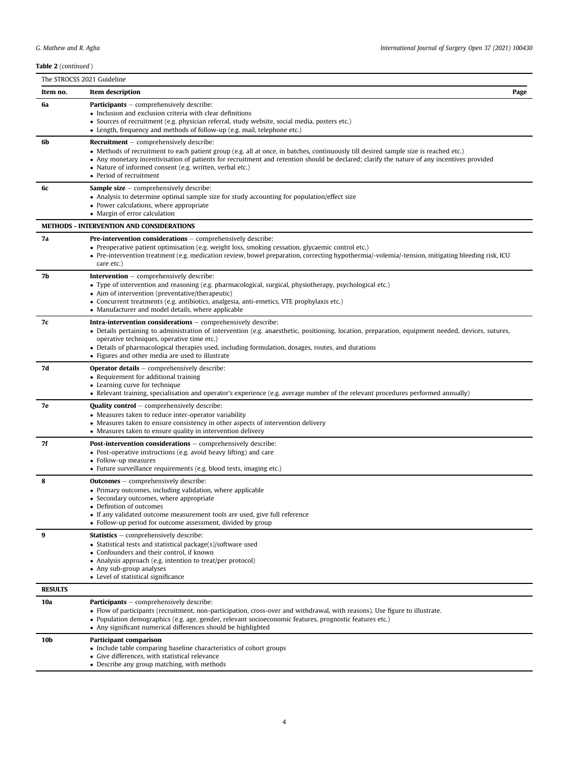**Table 2** (*continued*)

| The STROCSS 2021 Guideline | | |
|---|---|---|
| **Item no.** | **Item description** | **Page** |
| **6a** | **Participants** – comprehensively describe:<br>• Inclusion and exclusion criteria with clear definitions<br>• Sources of recruitment (e.g. physician referral, study website, social media, posters etc.)<br>• Length, frequency and methods of follow-up (e.g. mail, telephone etc.) | |
| **6b** | **Recruitment** – comprehensively describe:<br>• Methods of recruitment to each patient group (e.g. all at once, in batches, continuously till desired sample size is reached etc.)<br>• Any monetary incentivisation of patients for recruitment and retention should be declared; clarify the nature of any incentives provided<br>• Nature of informed consent (e.g. written, verbal etc.)<br>• Period of recruitment | |
| **6c** | **Sample size** – comprehensively describe:<br>• Analysis to determine optimal sample size for study accounting for population/effect size<br>• Power calculations, where appropriate<br>• Margin of error calculation | |
| **METHODS - INTERVENTION AND CONSIDERATIONS** | | |
| **7a** | **Pre-intervention considerations** – comprehensively describe:<br>• Preoperative patient optimisation (e.g. weight loss, smoking cessation, glycaemic control etc.)<br>• Pre-intervention treatment (e.g. medication review, bowel preparation, correcting hypothermia/-volemia/-tension, mitigating bleeding risk, ICU care etc.) | |
| **7b** | **Intervention** – comprehensively describe:<br>• Type of intervention and reasoning (e.g. pharmacological, surgical, physiotherapy, psychological etc.)<br>• Aim of intervention (preventative/therapeutic)<br>• Concurrent treatments (e.g. antibiotics, analgesia, anti-emetics, VTE prophylaxis etc.)<br>• Manufacturer and model details, where applicable | |
| **7c** | **Intra-intervention considerations** – comprehensively describe:<br>• Details pertaining to administration of intervention (e.g. anaesthetic, positioning, location, preparation, equipment needed, devices, sutures, operative techniques, operative time etc.)<br>• Details of pharmacological therapies used, including formulation, dosages, routes, and durations<br>• Figures and other media are used to illustrate | |
| **7d** | **Operator details** – comprehensively describe:<br>• Requirement for additional training<br>• Learning curve for technique<br>• Relevant training, specialisation and operator's experience (e.g. average number of the relevant procedures performed annually) | |
| **7e** | **Quality control** – comprehensively describe:<br>• Measures taken to reduce inter-operator variability<br>• Measures taken to ensure consistency in other aspects of intervention delivery<br>• Measures taken to ensure quality in intervention delivery | |
| **7f** | **Post-intervention considerations** – comprehensively describe:<br>• Post-operative instructions (e.g. avoid heavy lifting) and care<br>• Follow-up measures<br>• Future surveillance requirements (e.g. blood tests, imaging etc.) | |
| **8** | **Outcomes** – comprehensively describe:<br>• Primary outcomes, including validation, where applicable<br>• Secondary outcomes, where appropriate<br>• Definition of outcomes<br>• If any validated outcome measurement tools are used, give full reference<br>• Follow-up period for outcome assessment, divided by group | |
| **9** | **Statistics** – comprehensively describe:<br>• Statistical tests and statistical package(s)/software used<br>• Confounders and their control, if known<br>• Analysis approach (e.g. intention to treat/per protocol)<br>• Any sub-group analyses<br>• Level of statistical significance | |
| **RESULTS** | | |
| **10a** | **Participants** – comprehensively describe:<br>• Flow of participants (recruitment, non-participation, cross-over and withdrawal, with reasons). Use figure to illustrate.<br>• Population demographics (e.g. age, gender, relevant socioeconomic features, prognostic features etc.)<br>• Any significant numerical differences should be highlighted | |
| **10b** | **Participant comparison**<br>• Include table comparing baseline characteristics of cohort groups<br>• Give differences, with statistical relevance<br>• Describe any group matching, with methods | |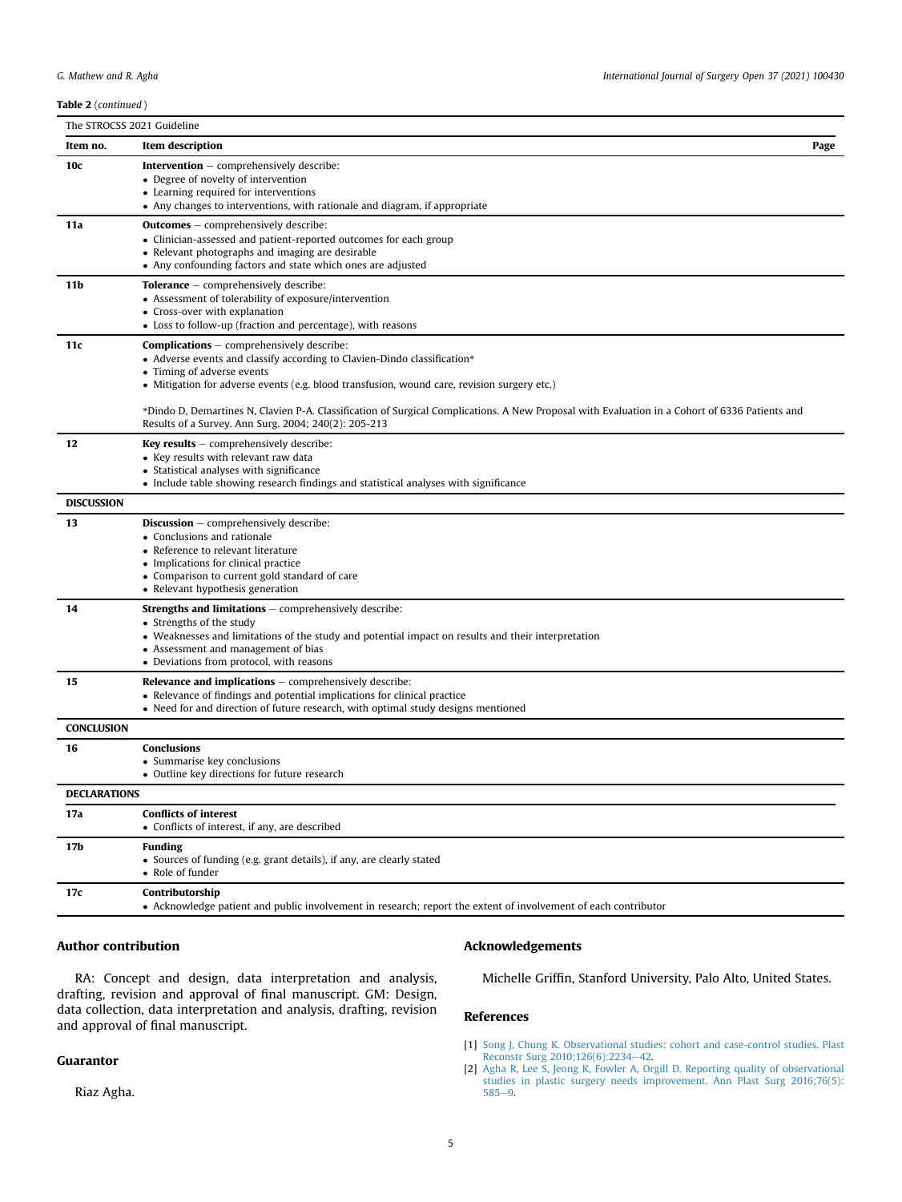**Table 2** (*continued*)

| The STROCSS 2021 Guideline | | |
|---|---|---|
| **Item no.** | **Item description** | **Page** |
| **10c** | **Intervention** – comprehensively describe:<br>• Degree of novelty of intervention<br>• Learning required for interventions<br>• Any changes to interventions, with rationale and diagram, if appropriate | |
| **11a** | **Outcomes** – comprehensively describe:<br>• Clinician-assessed and patient-reported outcomes for each group<br>• Relevant photographs and imaging are desirable<br>• Any confounding factors and state which ones are adjusted | |
| **11b** | **Tolerance** – comprehensively describe:<br>• Assessment of tolerability of exposure/intervention<br>• Cross-over with explanation<br>• Loss to follow-up (fraction and percentage), with reasons | |
| **11c** | **Complications** – comprehensively describe:<br>• Adverse events and classify according to Clavien-Dindo classification*<br>• Timing of adverse events<br>• Mitigation for adverse events (e.g. blood transfusion, wound care, revision surgery etc.)<br><br>*Dindo D, Demartines N, Clavien P-A. Classification of Surgical Complications. A New Proposal with Evaluation in a Cohort of 6336 Patients and Results of a Survey. Ann Surg. 2004; 240(2): 205-213 | |
| **12** | **Key results** – comprehensively describe:<br>• Key results with relevant raw data<br>• Statistical analyses with significance<br>• Include table showing research findings and statistical analyses with significance | |
| **DISCUSSION** | | |
| **13** | **Discussion** – comprehensively describe:<br>• Conclusions and rationale<br>• Reference to relevant literature<br>• Implications for clinical practice<br>• Comparison to current gold standard of care<br>• Relevant hypothesis generation | |
| **14** | **Strengths and limitations** – comprehensively describe:<br>• Strengths of the study<br>• Weaknesses and limitations of the study and potential impact on results and their interpretation<br>• Assessment and management of bias<br>• Deviations from protocol, with reasons | |
| **15** | **Relevance and implications** – comprehensively describe:<br>• Relevance of findings and potential implications for clinical practice<br>• Need for and direction of future research, with optimal study designs mentioned | |
| **CONCLUSION** | | |
| **16** | **Conclusions**<br>• Summarise key conclusions<br>• Outline key directions for future research | |
| **DECLARATIONS** | | |
| **17a** | **Conflicts of interest**<br>• Conflicts of interest, if any, are described | |
| **17b** | **Funding**<br>• Sources of funding (e.g. grant details), if any, are clearly stated<br>• Role of funder | |
| **17c** | **Contributorship**<br>• Acknowledge patient and public involvement in research; report the extent of involvement of each contributor | |

## Author contribution

RA: Concept and design, data interpretation and analysis, drafting, revision and approval of final manuscript. GM: Design, data collection, data interpretation and analysis, drafting, revision and approval of final manuscript.

## Guarantor

Riaz Agha.

## Acknowledgements

Michelle Griffin, Stanford University, Palo Alto, United States.

## References

[1] Song J, Chung K. Observational studies: cohort and case-control studies. Plast Reconstr Surg 2010;126(6):2234–42.

[2] Agha R, Lee S, Jeong K, Fowler A, Orgill D. Reporting quality of observational studies in plastic surgery needs improvement. Ann Plast Surg 2016;76(5): 585–9.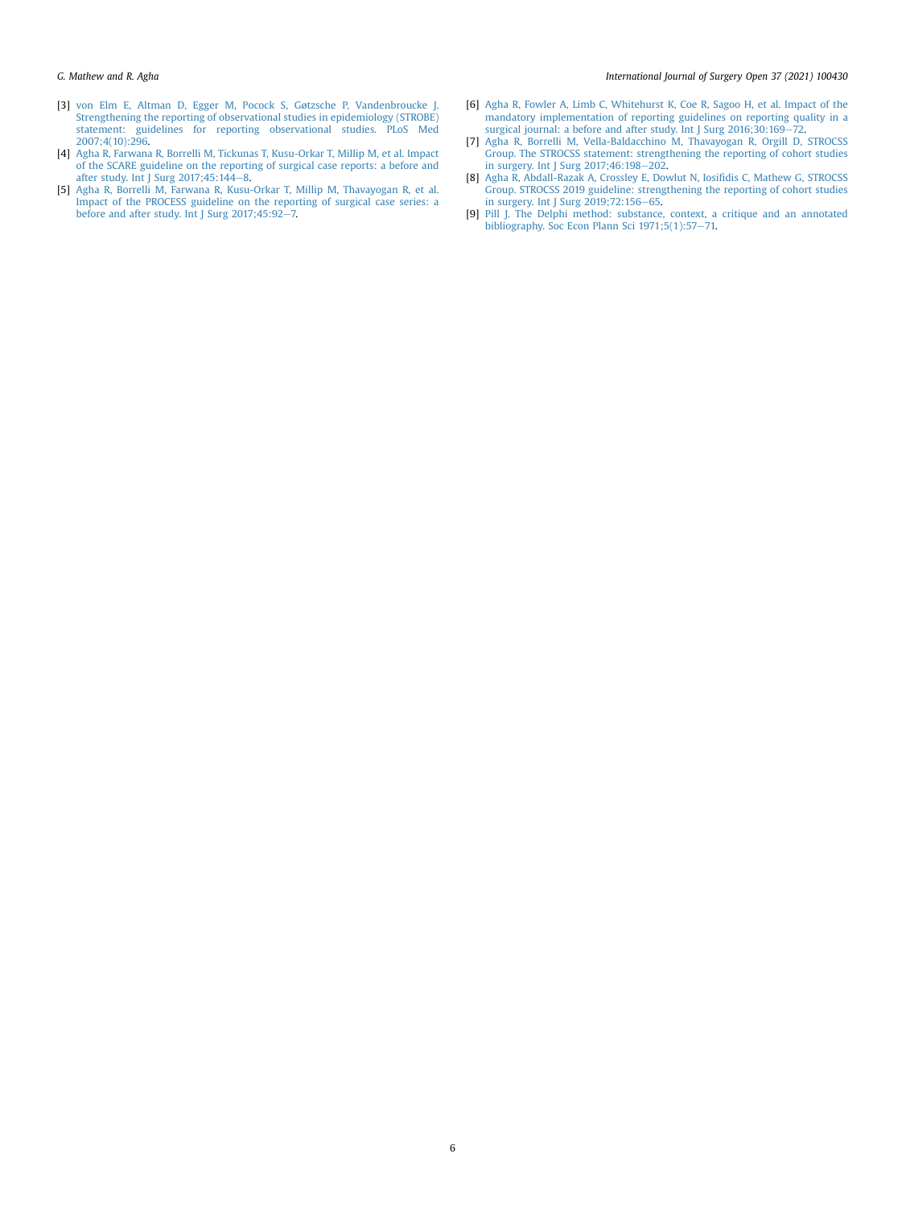[3] von Elm E, Altman D, Egger M, Pocock S, Gøtzsche P, Vandenbroucke J. Strengthening the reporting of observational studies in epidemiology (STROBE) statement: guidelines for reporting observational studies. PLoS Med 2007;4(10):296.

[4] Agha R, Farwana R, Borrelli M, Tickunas T, Kusu-Orkar T, Millip M, et al. Impact of the SCARE guideline on the reporting of surgical case reports: a before and after study. Int J Surg 2017;45:144–8.

[5] Agha R, Borrelli M, Farwana R, Kusu-Orkar T, Millip M, Thavayogan R, et al. Impact of the PROCESS guideline on the reporting of surgical case series: a before and after study. Int J Surg 2017;45:92–7.

[6] Agha R, Fowler A, Limb C, Whitehurst K, Coe R, Sagoo H, et al. Impact of the mandatory implementation of reporting guidelines on reporting quality in a surgical journal: a before and after study. Int J Surg 2016;30:169–72.

[7] Agha R, Borrelli M, Vella-Baldacchino M, Thavayogan R, Orgill D, STROCSS Group. The STROCSS statement: strengthening the reporting of cohort studies in surgery. Int J Surg 2017;46:198–202.

[8] Agha R, Abdall-Razak A, Crossley E, Dowlut N, Iosifidis C, Mathew G, STROCSS Group. STROCSS 2019 guideline: strengthening the reporting of cohort studies in surgery. Int J Surg 2019;72:156–65.

[9] Pill J. The Delphi method: substance, context, a critique and an annotated bibliography. Soc Econ Plann Sci 1971;5(1):57–71.